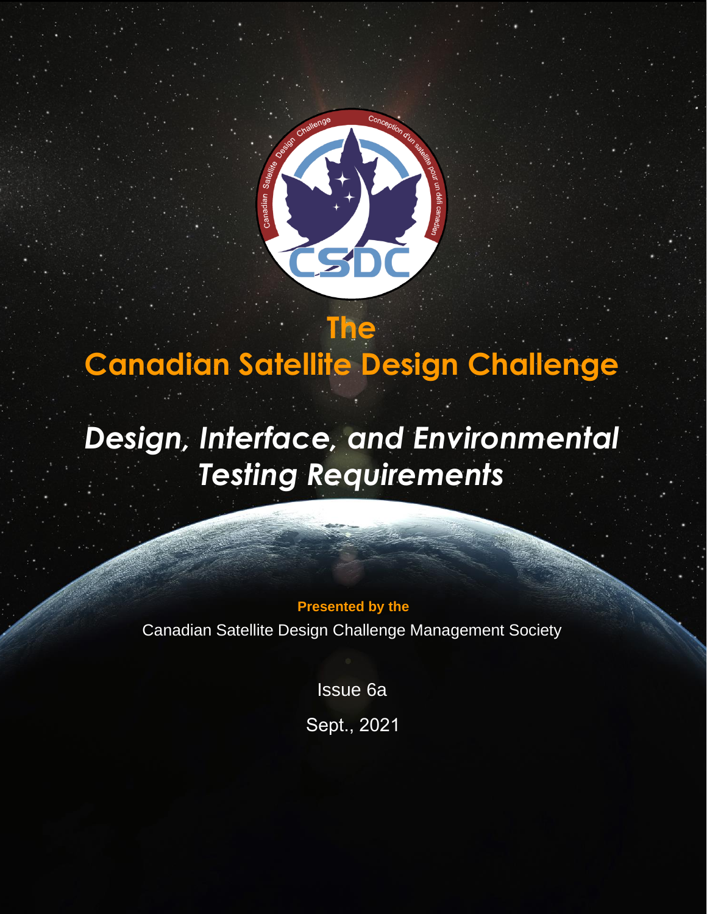# The Canadian Satellite Design Challenge

## *Design, Interface, and Environmental Testing Requirements*

**Presented by the**

Canadian Satellite Design Challenge Management Society

Issue 6a

Sept., 2021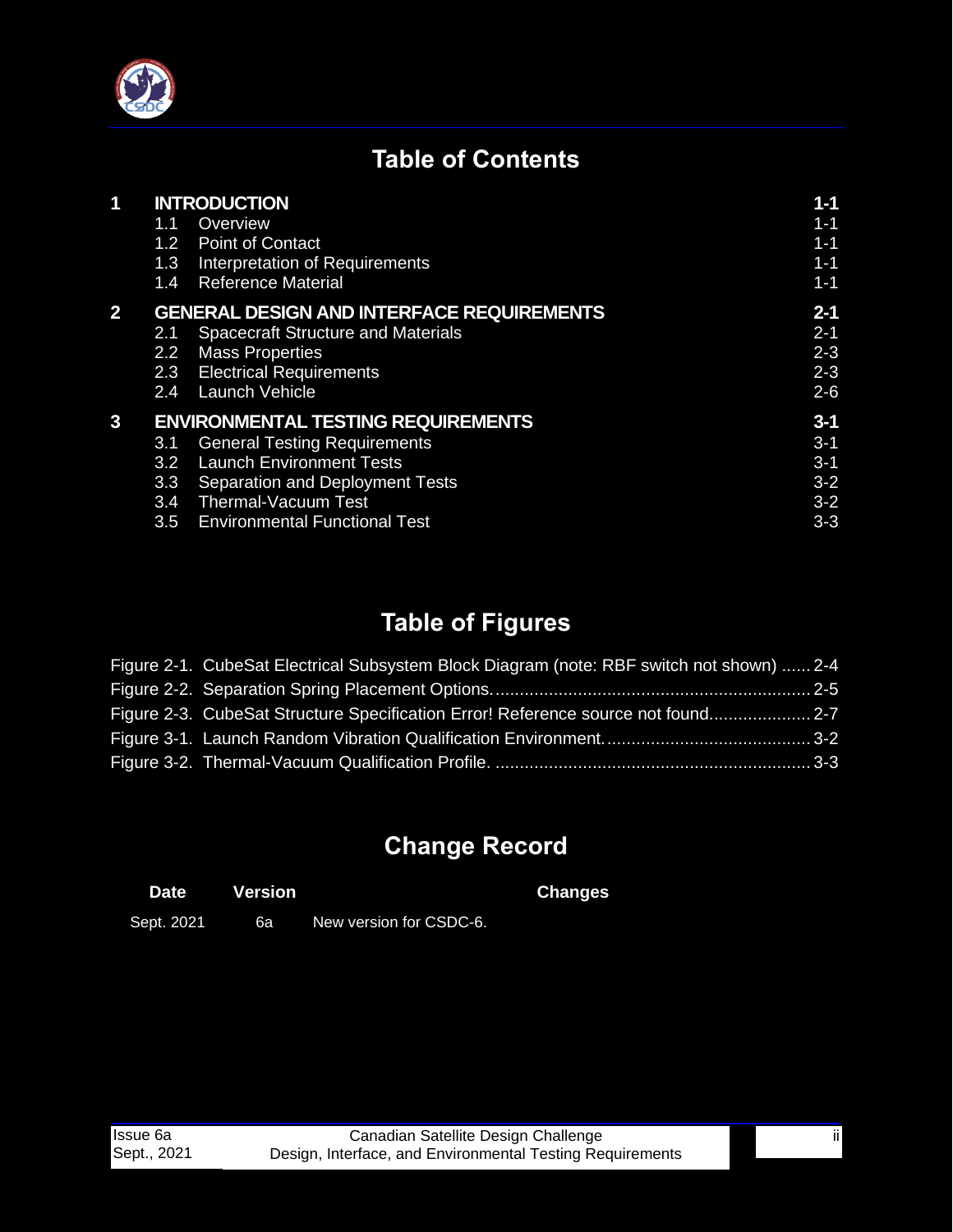## Table of Contents

| | | Page |
|---|---|---|
| **1** | **INTRODUCTION** | **1-1** |
| | 1.1 Overview | 1-1 |
| | 1.2 Point of Contact | 1-1 |
| | 1.3 Interpretation of Requirements | 1-1 |
| | 1.4 Reference Material | 1-1 |
| **2** | **GENERAL DESIGN AND INTERFACE REQUIREMENTS** | **2-1** |
| | 2.1 Spacecraft Structure and Materials | 2-1 |
| | 2.2 Mass Properties | 2-3 |
| | 2.3 Electrical Requirements | 2-3 |
| | 2.4 Launch Vehicle | 2-6 |
| **3** | **ENVIRONMENTAL TESTING REQUIREMENTS** | **3-1** |
| | 3.1 General Testing Requirements | 3-1 |
| | 3.2 Launch Environment Tests | 3-1 |
| | 3.3 Separation and Deployment Tests | 3-2 |
| | 3.4 Thermal-Vacuum Test | 3-2 |
| | 3.5 Environmental Functional Test | 3-3 |

## Table of Figures

Figure 2-1. CubeSat Electrical Subsystem Block Diagram (note: RBF switch not shown) ...... 2-4
Figure 2-2. Separation Spring Placement Options. ........ 2-5
Figure 2-3. CubeSat Structure Specification Error! Reference source not found. ........ 2-7
Figure 3-1. Launch Random Vibration Qualification Environment. ........ 3-2
Figure 3-2. Thermal-Vacuum Qualification Profile. ........ 3-3

## Change Record

| Date | Version | Changes |
|---|---|---|
| Sept. 2021 | 6a | New version for CSDC-6. |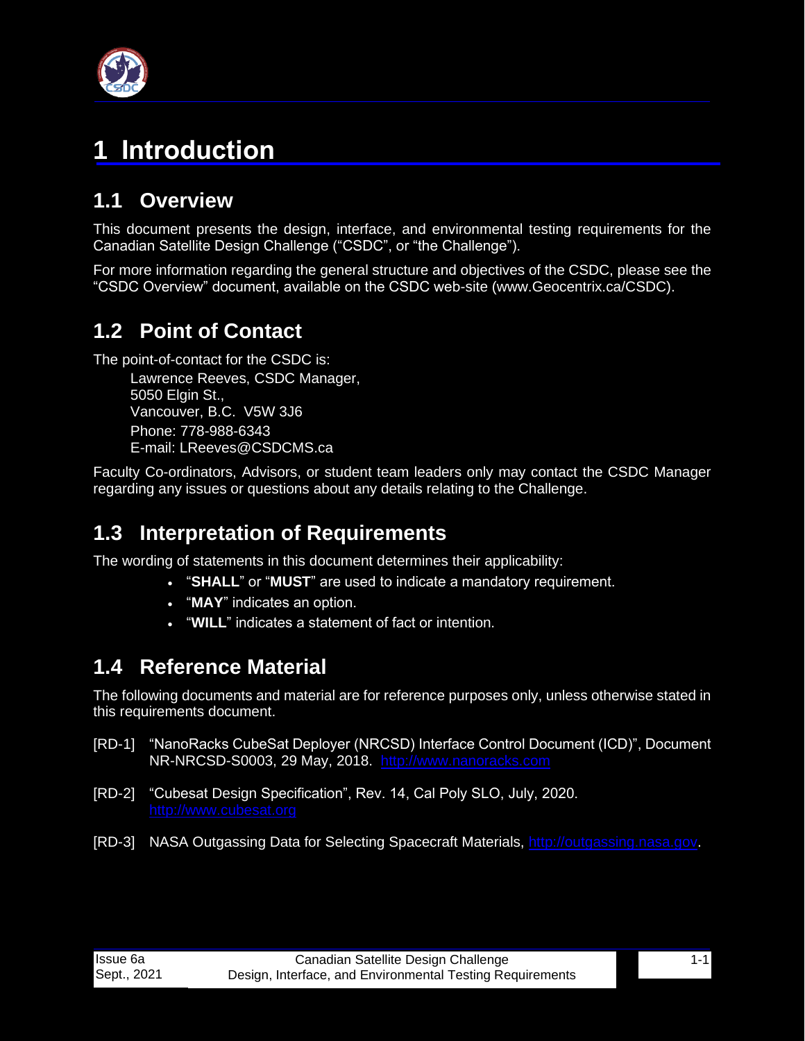# 1 Introduction

## 1.1 Overview

This document presents the design, interface, and environmental testing requirements for the Canadian Satellite Design Challenge ("CSDC", or "the Challenge").

For more information regarding the general structure and objectives of the CSDC, please see the "CSDC Overview" document, available on the CSDC web-site (www.Geocentrix.ca/CSDC).

## 1.2 Point of Contact

The point-of-contact for the CSDC is:

Lawrence Reeves, CSDC Manager,
5050 Elgin St.,
Vancouver, B.C. V5W 3J6
Phone: 778-988-6343
E-mail: LReeves@CSDCMS.ca

Faculty Co-ordinators, Advisors, or student team leaders only may contact the CSDC Manager regarding any issues or questions about any details relating to the Challenge.

## 1.3 Interpretation of Requirements

The wording of statements in this document determines their applicability:

- "**SHALL**" or "**MUST**" are used to indicate a mandatory requirement.
- "**MAY**" indicates an option.
- "**WILL**" indicates a statement of fact or intention.

## 1.4 Reference Material

The following documents and material are for reference purposes only, unless otherwise stated in this requirements document.

[RD-1] "NanoRacks CubeSat Deployer (NRCSD) Interface Control Document (ICD)", Document NR-NRCSD-S0003, 29 May, 2018. http://www.nanoracks.com

[RD-2] "Cubesat Design Specification", Rev. 14, Cal Poly SLO, July, 2020. http://www.cubesat.org

[RD-3] NASA Outgassing Data for Selecting Spacecraft Materials, http://outgassing.nasa.gov.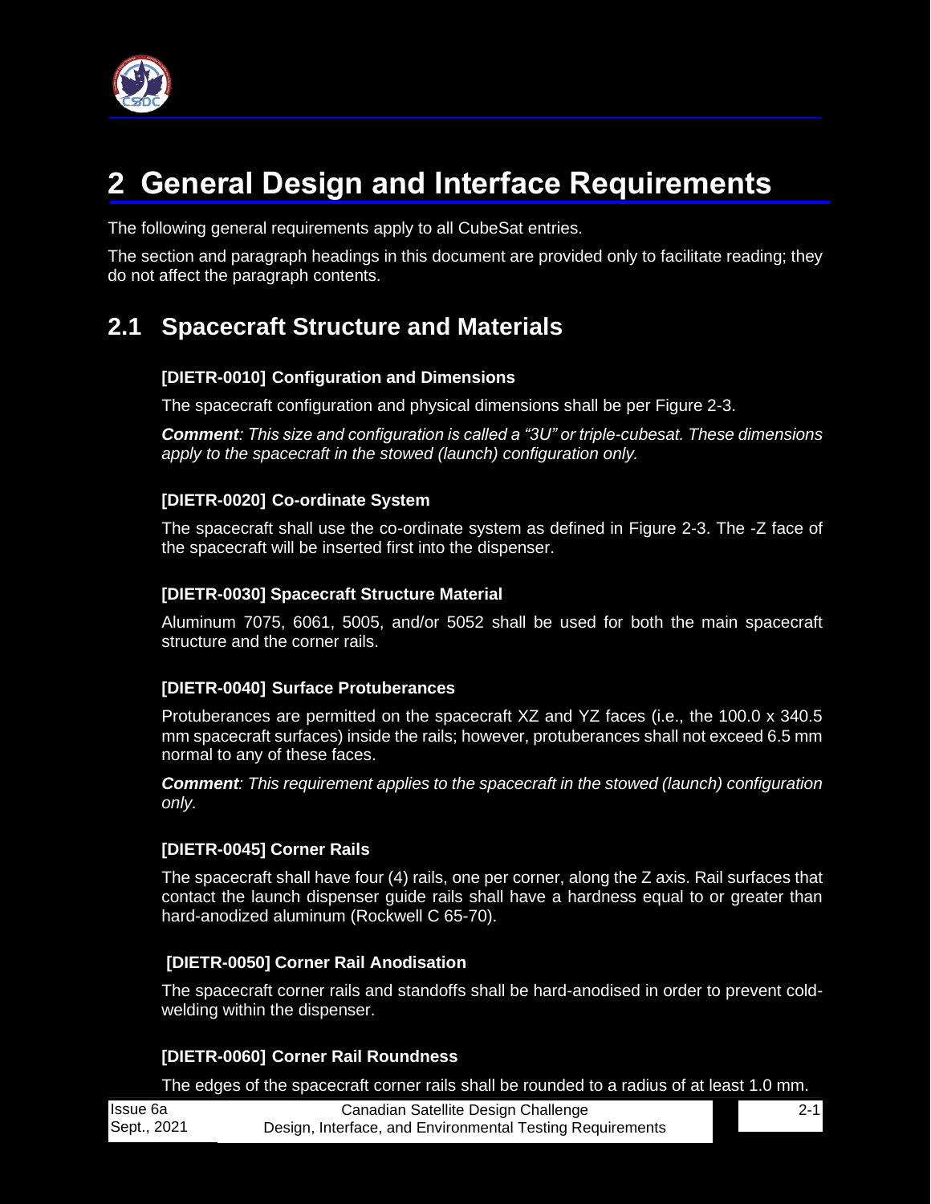# 2 General Design and Interface Requirements

The following general requirements apply to all CubeSat entries.

The section and paragraph headings in this document are provided only to facilitate reading; they do not affect the paragraph contents.

## 2.1 Spacecraft Structure and Materials

### [DIETR-0010] Configuration and Dimensions

The spacecraft configuration and physical dimensions shall be per Figure 2-3.

***Comment****: This size and configuration is called a “3U” or triple-cubesat. These dimensions apply to the spacecraft in the stowed (launch) configuration only.*

### [DIETR-0020] Co-ordinate System

The spacecraft shall use the co-ordinate system as defined in Figure 2-3. The -Z face of the spacecraft will be inserted first into the dispenser.

### [DIETR-0030] Spacecraft Structure Material

Aluminum 7075, 6061, 5005, and/or 5052 shall be used for both the main spacecraft structure and the corner rails.

### [DIETR-0040] Surface Protuberances

Protuberances are permitted on the spacecraft XZ and YZ faces (i.e., the 100.0 x 340.5 mm spacecraft surfaces) inside the rails; however, protuberances shall not exceed 6.5 mm normal to any of these faces.

***Comment****: This requirement applies to the spacecraft in the stowed (launch) configuration only.*

### [DIETR-0045] Corner Rails

The spacecraft shall have four (4) rails, one per corner, along the Z axis. Rail surfaces that contact the launch dispenser guide rails shall have a hardness equal to or greater than hard-anodized aluminum (Rockwell C 65-70).

### [DIETR-0050] Corner Rail Anodisation

The spacecraft corner rails and standoffs shall be hard-anodised in order to prevent cold-welding within the dispenser.

### [DIETR-0060] Corner Rail Roundness

The edges of the spacecraft corner rails shall be rounded to a radius of at least 1.0 mm.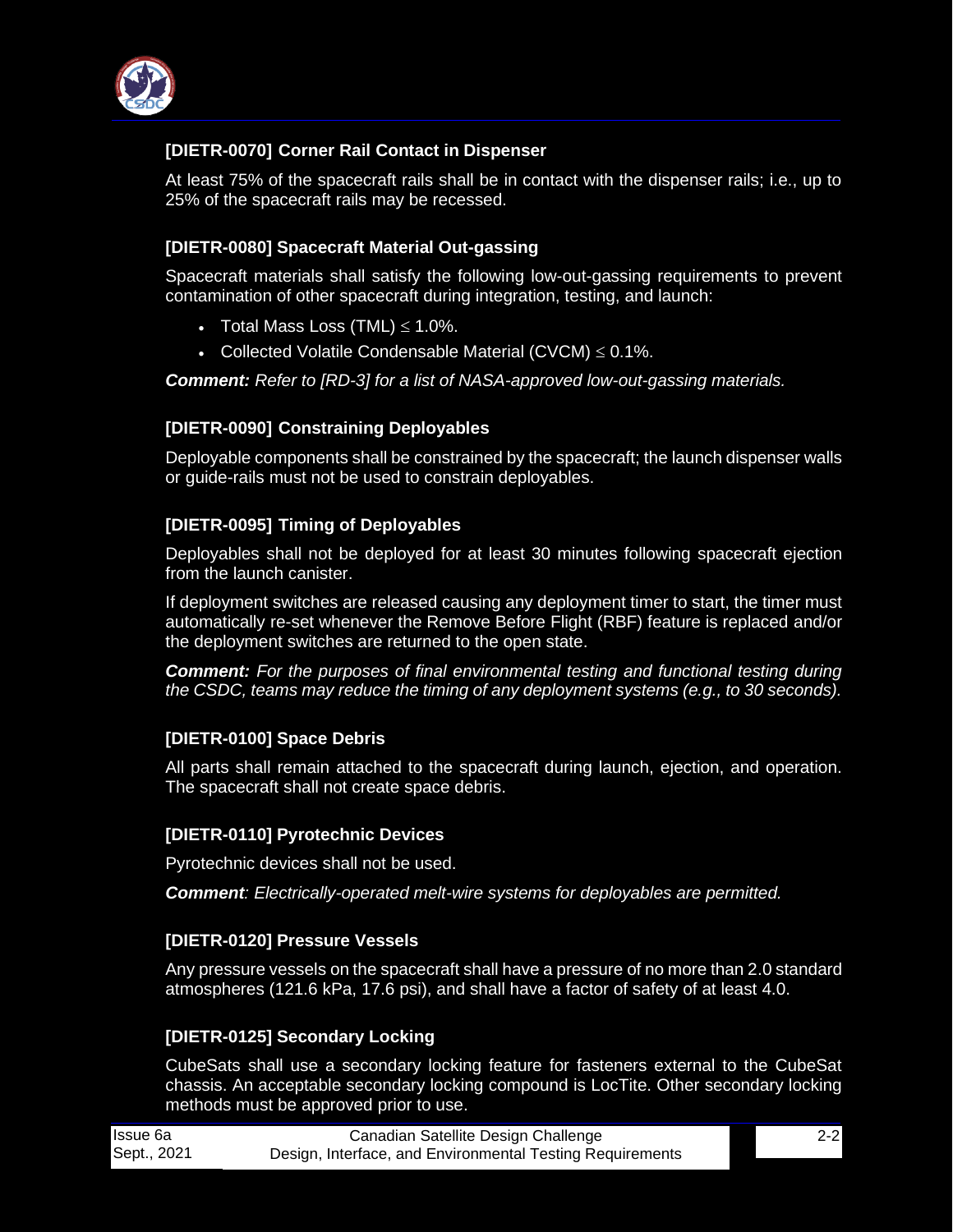### [DIETR-0070] Corner Rail Contact in Dispenser

At least 75% of the spacecraft rails shall be in contact with the dispenser rails; i.e., up to 25% of the spacecraft rails may be recessed.

### [DIETR-0080] Spacecraft Material Out-gassing

Spacecraft materials shall satisfy the following low-out-gassing requirements to prevent contamination of other spacecraft during integration, testing, and launch:

- Total Mass Loss (TML) $\leq$ 1.0%.
- Collected Volatile Condensable Material (CVCM) $\leq$ 0.1%.

***Comment:*** *Refer to [RD-3] for a list of NASA-approved low-out-gassing materials.*

### [DIETR-0090] Constraining Deployables

Deployable components shall be constrained by the spacecraft; the launch dispenser walls or guide-rails must not be used to constrain deployables.

### [DIETR-0095] Timing of Deployables

Deployables shall not be deployed for at least 30 minutes following spacecraft ejection from the launch canister.

If deployment switches are released causing any deployment timer to start, the timer must automatically re-set whenever the Remove Before Flight (RBF) feature is replaced and/or the deployment switches are returned to the open state.

***Comment:*** *For the purposes of final environmental testing and functional testing during the CSDC, teams may reduce the timing of any deployment systems (e.g., to 30 seconds).*

### [DIETR-0100] Space Debris

All parts shall remain attached to the spacecraft during launch, ejection, and operation. The spacecraft shall not create space debris.

### [DIETR-0110] Pyrotechnic Devices

Pyrotechnic devices shall not be used.

***Comment****: Electrically-operated melt-wire systems for deployables are permitted.*

### [DIETR-0120] Pressure Vessels

Any pressure vessels on the spacecraft shall have a pressure of no more than 2.0 standard atmospheres (121.6 kPa, 17.6 psi), and shall have a factor of safety of at least 4.0.

### [DIETR-0125] Secondary Locking

CubeSats shall use a secondary locking feature for fasteners external to the CubeSat chassis. An acceptable secondary locking compound is LocTite. Other secondary locking methods must be approved prior to use.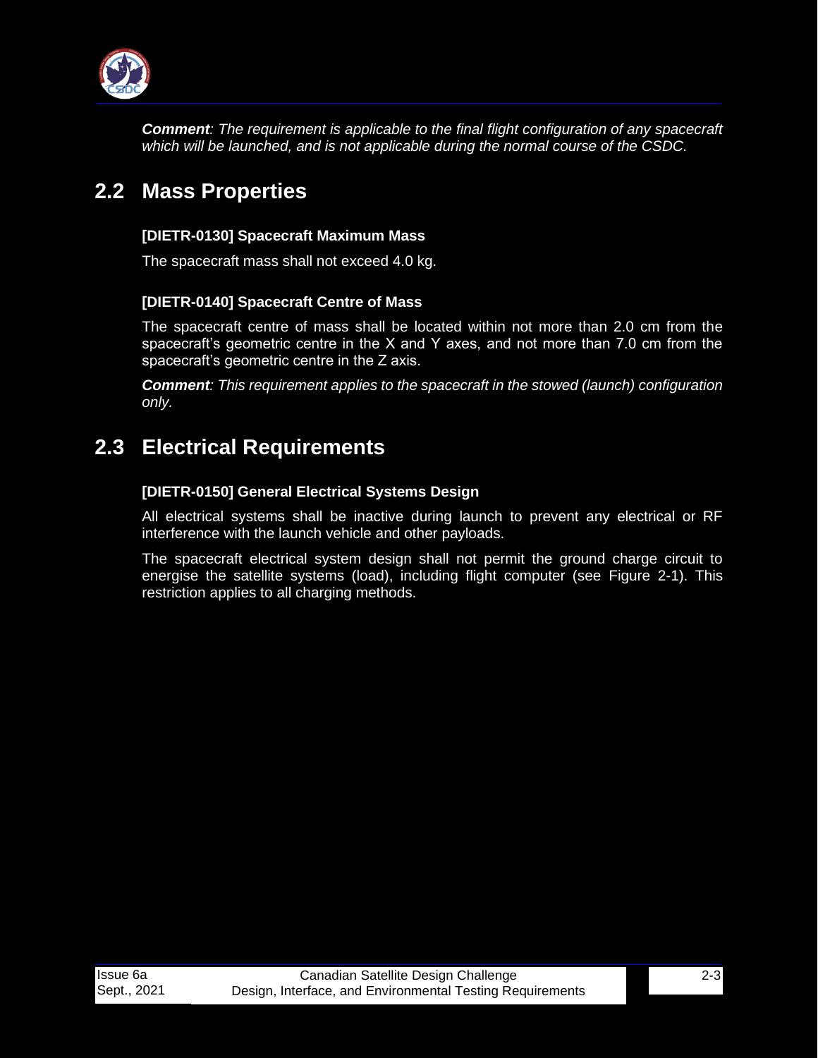***Comment****: The requirement is applicable to the final flight configuration of any spacecraft which will be launched, and is not applicable during the normal course of the CSDC.*

## 2.2 Mass Properties

**[DIETR-0130] Spacecraft Maximum Mass**

The spacecraft mass shall not exceed 4.0 kg.

**[DIETR-0140] Spacecraft Centre of Mass**

The spacecraft centre of mass shall be located within not more than 2.0 cm from the spacecraft's geometric centre in the X and Y axes, and not more than 7.0 cm from the spacecraft's geometric centre in the Z axis.

***Comment****: This requirement applies to the spacecraft in the stowed (launch) configuration only.*

## 2.3 Electrical Requirements

**[DIETR-0150] General Electrical Systems Design**

All electrical systems shall be inactive during launch to prevent any electrical or RF interference with the launch vehicle and other payloads.

The spacecraft electrical system design shall not permit the ground charge circuit to energise the satellite systems (load), including flight computer (see Figure 2-1). This restriction applies to all charging methods.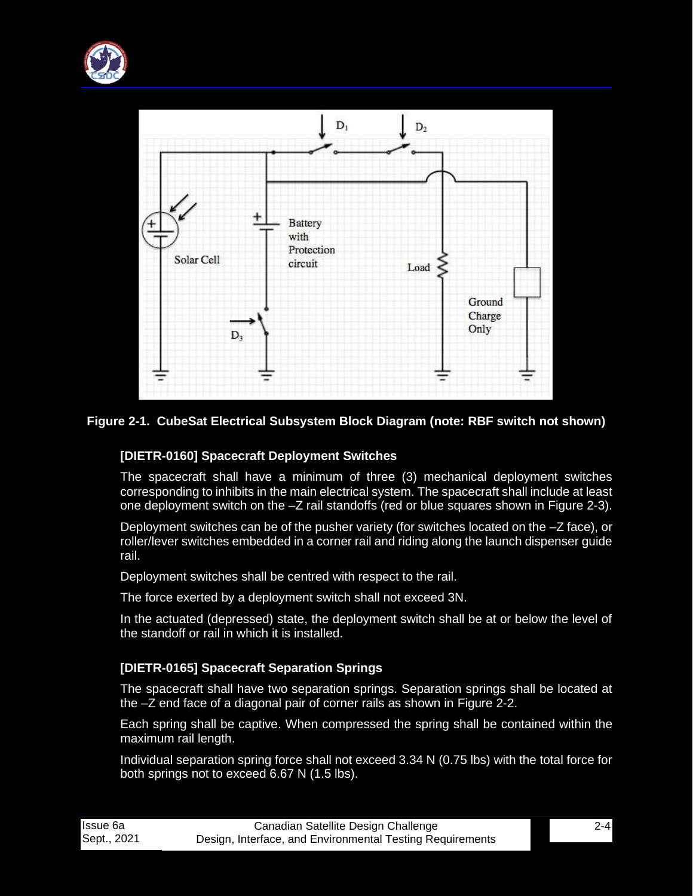**Figure 2-1. CubeSat Electrical Subsystem Block Diagram (note: RBF switch not shown)**

### [DIETR-0160] Spacecraft Deployment Switches

The spacecraft shall have a minimum of three (3) mechanical deployment switches corresponding to inhibits in the main electrical system. The spacecraft shall include at least one deployment switch on the –Z rail standoffs (red or blue squares shown in Figure 2-3).

Deployment switches can be of the pusher variety (for switches located on the –Z face), or roller/lever switches embedded in a corner rail and riding along the launch dispenser guide rail.

Deployment switches shall be centred with respect to the rail.

The force exerted by a deployment switch shall not exceed 3N.

In the actuated (depressed) state, the deployment switch shall be at or below the level of the standoff or rail in which it is installed.

### [DIETR-0165] Spacecraft Separation Springs

The spacecraft shall have two separation springs. Separation springs shall be located at the –Z end face of a diagonal pair of corner rails as shown in Figure 2-2.

Each spring shall be captive. When compressed the spring shall be contained within the maximum rail length.

Individual separation spring force shall not exceed 3.34 N (0.75 lbs) with the total force for both springs not to exceed 6.67 N (1.5 lbs).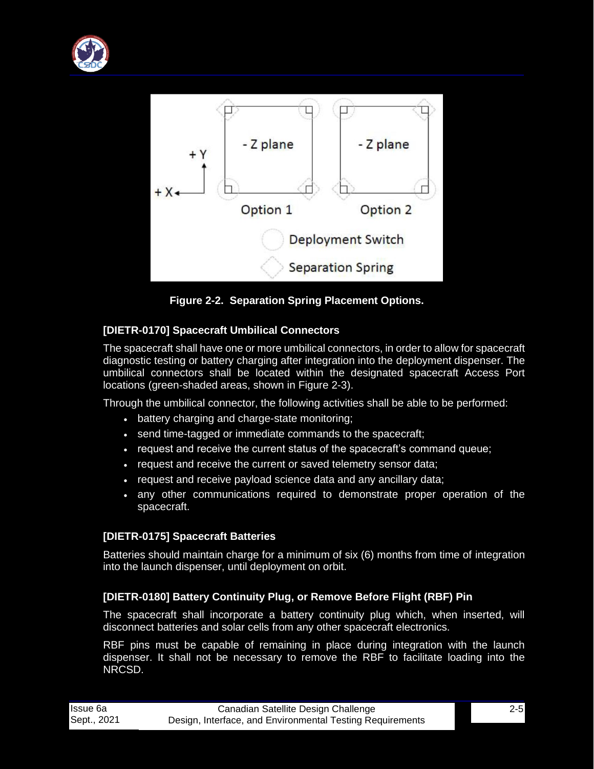Figure 2-2. Separation Spring Placement Options.

### [DIETR-0170] Spacecraft Umbilical Connectors

The spacecraft shall have one or more umbilical connectors, in order to allow for spacecraft diagnostic testing or battery charging after integration into the deployment dispenser. The umbilical connectors shall be located within the designated spacecraft Access Port locations (green-shaded areas, shown in Figure 2-3).

Through the umbilical connector, the following activities shall be able to be performed:

- battery charging and charge-state monitoring;
- send time-tagged or immediate commands to the spacecraft;
- request and receive the current status of the spacecraft's command queue;
- request and receive the current or saved telemetry sensor data;
- request and receive payload science data and any ancillary data;
- any other communications required to demonstrate proper operation of the spacecraft.

### [DIETR-0175] Spacecraft Batteries

Batteries should maintain charge for a minimum of six (6) months from time of integration into the launch dispenser, until deployment on orbit.

### [DIETR-0180] Battery Continuity Plug, or Remove Before Flight (RBF) Pin

The spacecraft shall incorporate a battery continuity plug which, when inserted, will disconnect batteries and solar cells from any other spacecraft electronics.

RBF pins must be capable of remaining in place during integration with the launch dispenser. It shall not be necessary to remove the RBF to facilitate loading into the NRCSD.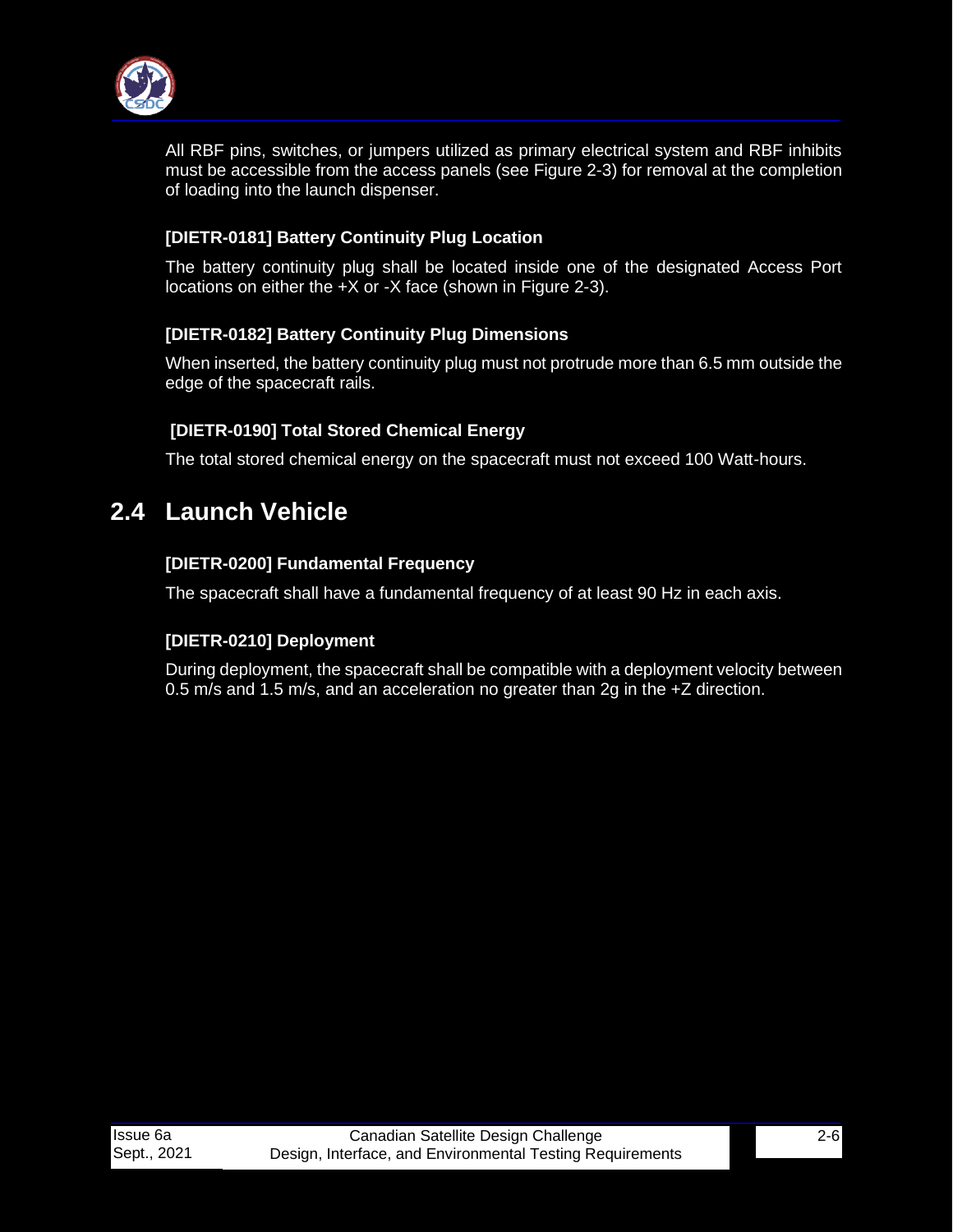All RBF pins, switches, or jumpers utilized as primary electrical system and RBF inhibits must be accessible from the access panels (see Figure 2-3) for removal at the completion of loading into the launch dispenser.

#### [DIETR-0181] Battery Continuity Plug Location

The battery continuity plug shall be located inside one of the designated Access Port locations on either the +X or -X face (shown in Figure 2-3).

#### [DIETR-0182] Battery Continuity Plug Dimensions

When inserted, the battery continuity plug must not protrude more than 6.5 mm outside the edge of the spacecraft rails.

#### [DIETR-0190] Total Stored Chemical Energy

The total stored chemical energy on the spacecraft must not exceed 100 Watt-hours.

## 2.4 Launch Vehicle

#### [DIETR-0200] Fundamental Frequency

The spacecraft shall have a fundamental frequency of at least 90 Hz in each axis.

#### [DIETR-0210] Deployment

During deployment, the spacecraft shall be compatible with a deployment velocity between 0.5 m/s and 1.5 m/s, and an acceleration no greater than 2g in the +Z direction.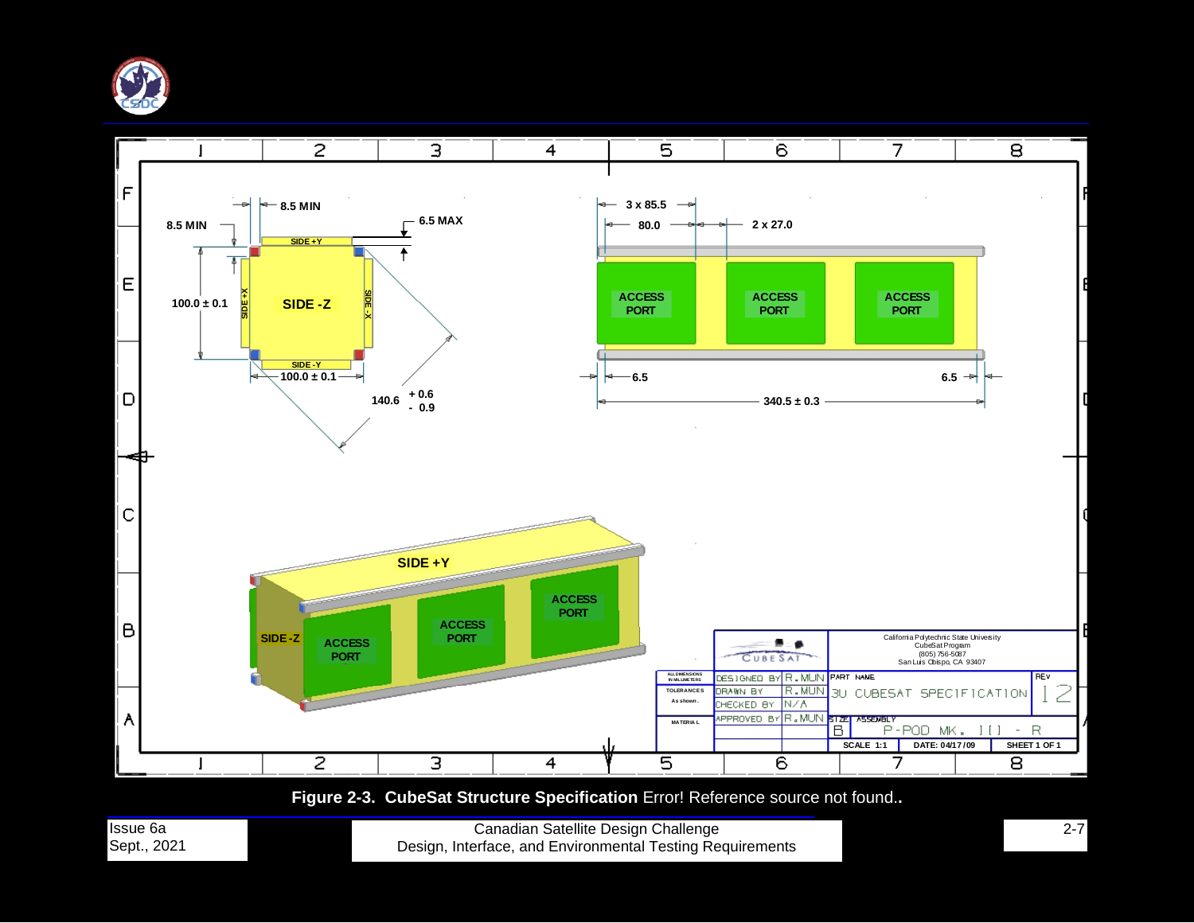**Figure 2-3. CubeSat Structure Specification** Error! Reference source not found..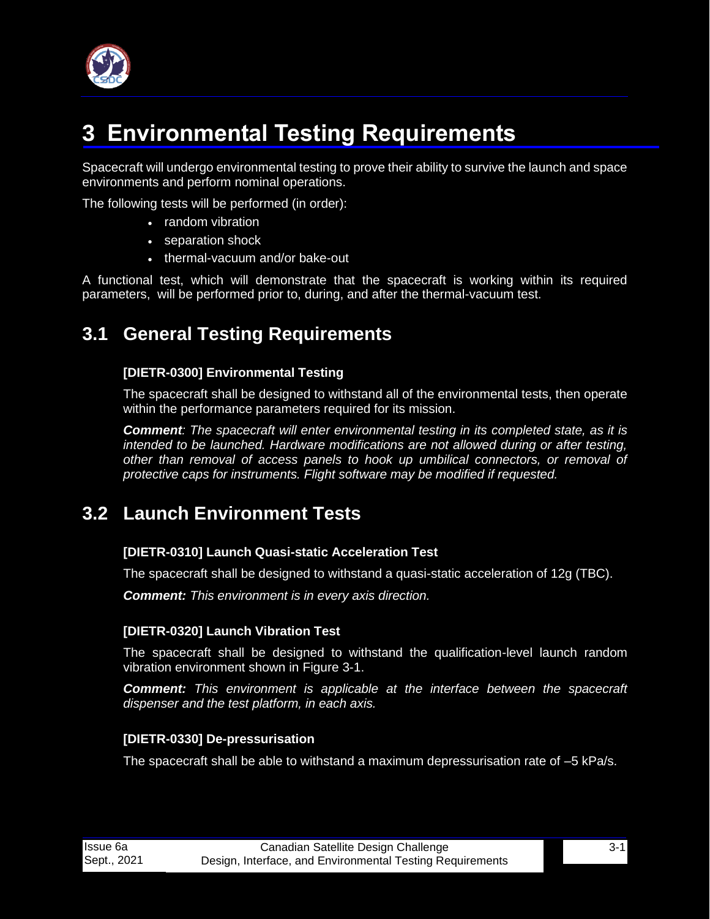# 3 Environmental Testing Requirements

Spacecraft will undergo environmental testing to prove their ability to survive the launch and space environments and perform nominal operations.

The following tests will be performed (in order):

- random vibration
- separation shock
- thermal-vacuum and/or bake-out

A functional test, which will demonstrate that the spacecraft is working within its required parameters, will be performed prior to, during, and after the thermal-vacuum test.

## 3.1 General Testing Requirements

### [DIETR-0300] Environmental Testing

The spacecraft shall be designed to withstand all of the environmental tests, then operate within the performance parameters required for its mission.

***Comment****: The spacecraft will enter environmental testing in its completed state, as it is intended to be launched. Hardware modifications are not allowed during or after testing, other than removal of access panels to hook up umbilical connectors, or removal of protective caps for instruments. Flight software may be modified if requested.*

## 3.2 Launch Environment Tests

### [DIETR-0310] Launch Quasi-static Acceleration Test

The spacecraft shall be designed to withstand a quasi-static acceleration of 12g (TBC).

***Comment:*** *This environment is in every axis direction.*

### [DIETR-0320] Launch Vibration Test

The spacecraft shall be designed to withstand the qualification-level launch random vibration environment shown in Figure 3-1.

***Comment:*** *This environment is applicable at the interface between the spacecraft dispenser and the test platform, in each axis.*

### [DIETR-0330] De-pressurisation

The spacecraft shall be able to withstand a maximum depressurisation rate of –5 kPa/s.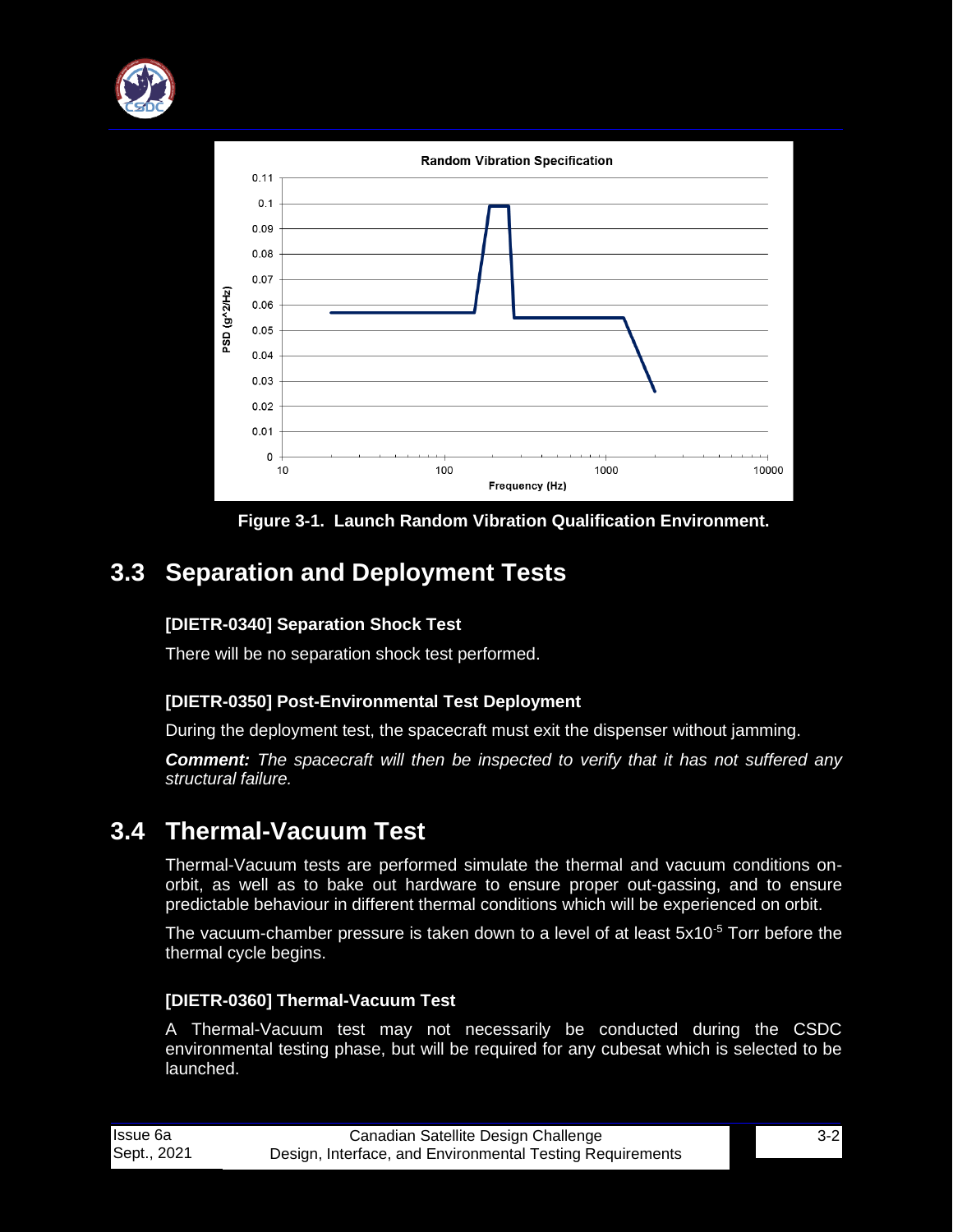Figure 3-1.  Launch Random Vibration Qualification Environment.

## 3.3 Separation and Deployment Tests

### [DIETR-0340] Separation Shock Test

There will be no separation shock test performed.

### [DIETR-0350] Post-Environmental Test Deployment

During the deployment test, the spacecraft must exit the dispenser without jamming.

***Comment:*** *The spacecraft will then be inspected to verify that it has not suffered any structural failure.*

## 3.4 Thermal-Vacuum Test

Thermal-Vacuum tests are performed simulate the thermal and vacuum conditions on-orbit, as well as to bake out hardware to ensure proper out-gassing, and to ensure predictable behaviour in different thermal conditions which will be experienced on orbit.

The vacuum-chamber pressure is taken down to a level of at least $5x10^{-5}$ Torr before the thermal cycle begins.

### [DIETR-0360] Thermal-Vacuum Test

A Thermal-Vacuum test may not necessarily be conducted during the CSDC environmental testing phase, but will be required for any cubesat which is selected to be launched.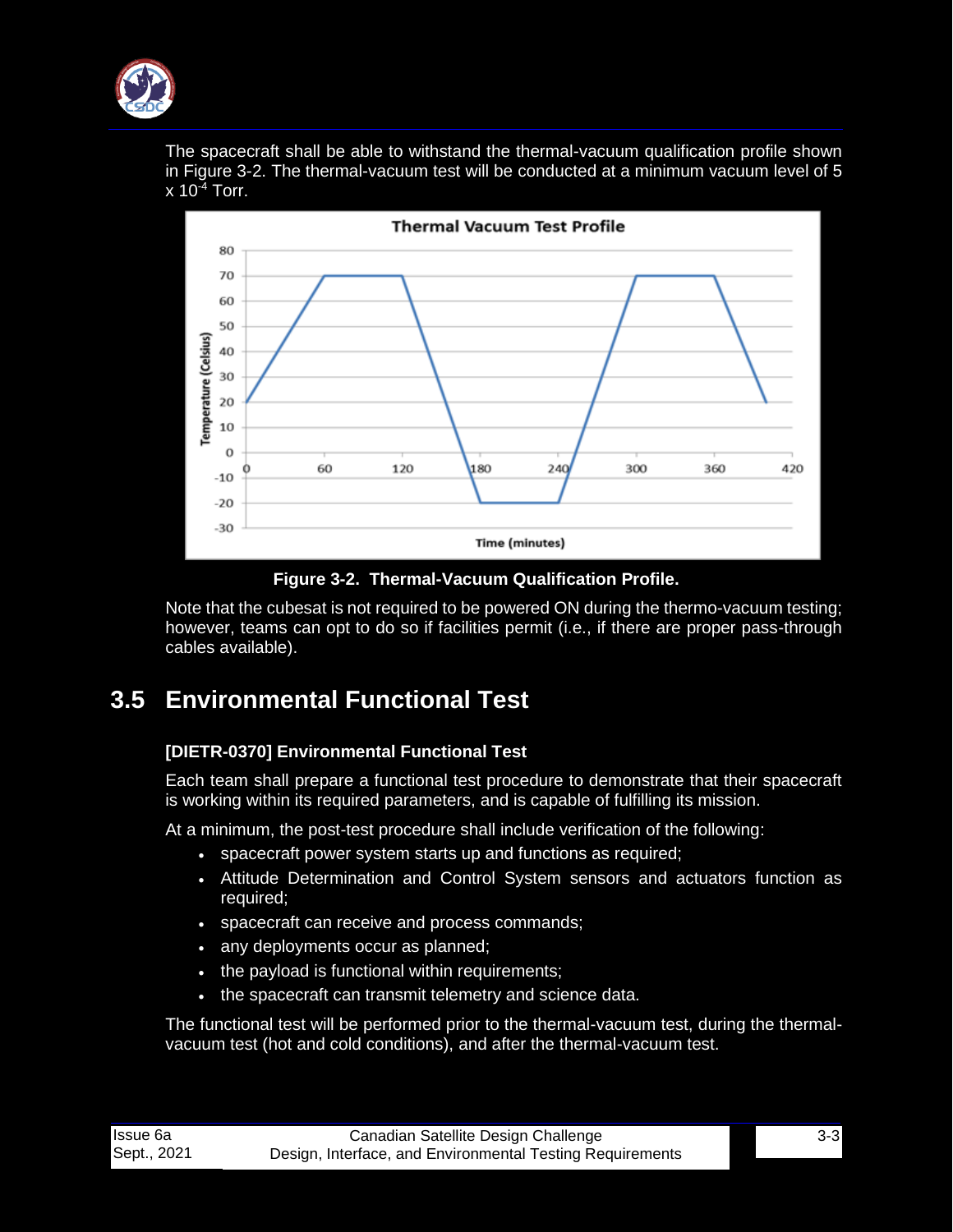The spacecraft shall be able to withstand the thermal-vacuum qualification profile shown in Figure 3-2. The thermal-vacuum test will be conducted at a minimum vacuum level of 5 x $10^{-4}$ Torr.

Thermal Vacuum Test Profile

Temperature (Celsius)

80
70
60
50
40
30
20
10
0
-10
-20
-30

0 60 120 180 240 300 360 420

Time (minutes)

**Figure 3-2. Thermal-Vacuum Qualification Profile.**

Note that the cubesat is not required to be powered ON during the thermo-vacuum testing; however, teams can opt to do so if facilities permit (i.e., if there are proper pass-through cables available).

## 3.5 Environmental Functional Test

#### [DIETR-0370] Environmental Functional Test

Each team shall prepare a functional test procedure to demonstrate that their spacecraft is working within its required parameters, and is capable of fulfilling its mission.

At a minimum, the post-test procedure shall include verification of the following:

- spacecraft power system starts up and functions as required;
- Attitude Determination and Control System sensors and actuators function as required;
- spacecraft can receive and process commands;
- any deployments occur as planned;
- the payload is functional within requirements;
- the spacecraft can transmit telemetry and science data.

The functional test will be performed prior to the thermal-vacuum test, during the thermal-vacuum test (hot and cold conditions), and after the thermal-vacuum test.